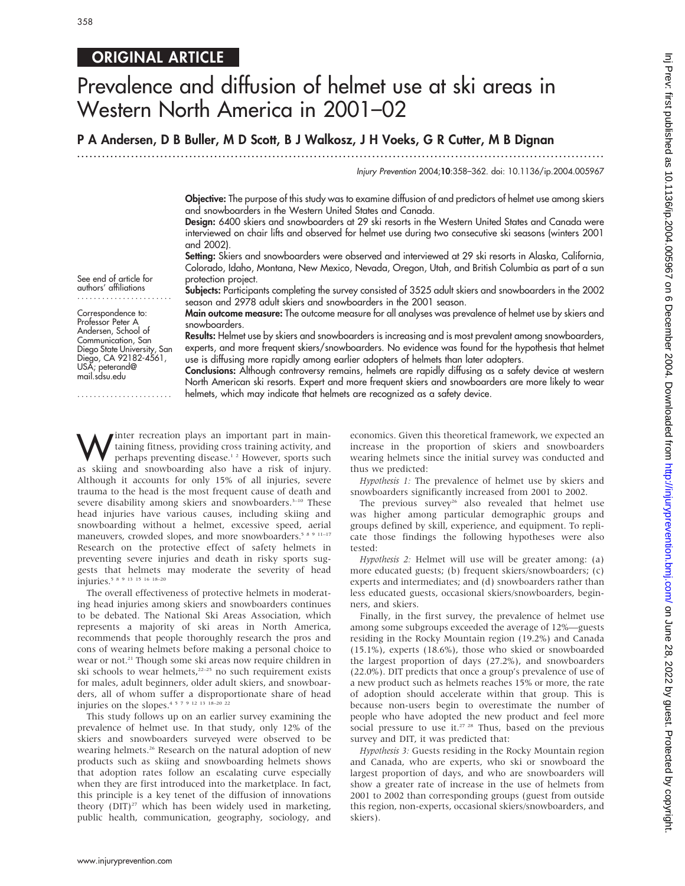ORIGINAL ARTICLE

# Prevalence and diffusion of helmet use at ski areas in Western North America in 2001–02

**P A Andersen, D B Buller, M D Scott, B J Walkosz, J H Voeks, G R Cutter, M B Dignan**

*Injury Prevention* 2004;**10**:358–362. doi: 10.1136/ip.2004.005967

See end of article for authors' affiliations

Correspondence to: Professor Peter A Andersen, School of Communication, San Diego State University, San Diego, CA 92182-4561, USA; peterand@mail.sdsu.edu

**Objective:** The purpose of this study was to examine diffusion of and predictors of helmet use among skiers and snowboarders in the Western United States and Canada.

**Design:** 6400 skiers and snowboarders at 29 ski resorts in the Western United States and Canada were interviewed on chair lifts and observed for helmet use during two consecutive ski seasons (winters 2001 and 2002).

**Setting:** Skiers and snowboarders were observed and interviewed at 29 ski resorts in Alaska, California, Colorado, Idaho, Montana, New Mexico, Nevada, Oregon, Utah, and British Columbia as part of a sun protection project.

**Subjects:** Participants completing the survey consisted of 3525 adult skiers and snowboarders in the 2002 season and 2978 adult skiers and snowboarders in the 2001 season.

**Main outcome measure:** The outcome measure for all analyses was prevalence of helmet use by skiers and snowboarders.

**Results:** Helmet use by skiers and snowboarders is increasing and is most prevalent among snowboarders, experts, and more frequent skiers/snowboarders. No evidence was found for the hypothesis that helmet use is diffusing more rapidly among earlier adopters of helmets than later adopters.

**Conclusions:** Although controversy remains, helmets are rapidly diffusing as a safety device at western North American ski resorts. Expert and more frequent skiers and snowboarders are more likely to wear helmets, which may indicate that helmets are recognized as a safety device.

Winter recreation plays an important part in maintaining fitness, providing cross training activity, and perhaps preventing disease.[1 2] However, sports such as skiing and snowboarding also have a risk of injury. Although it accounts for only 15% of all injuries, severe trauma to the head is the most frequent cause of death and severe disability among skiers and snowboarders.[3–10] These head injuries have various causes, including skiing and snowboarding without a helmet, excessive speed, aerial maneuvers, crowded slopes, and more snowboarders.[5 8 9 11–17] Research on the protective effect of safety helmets in preventing severe injuries and death in risky sports suggests that helmets may moderate the severity of head injuries.[5 8 9 13 15 16 18–20]

The overall effectiveness of protective helmets in moderating head injuries among skiers and snowboarders continues to be debated. The National Ski Areas Association, which represents a majority of ski areas in North America, recommends that people thoroughly research the pros and cons of wearing helmets before making a personal choice to wear or not.[21] Though some ski areas now require children in ski schools to wear helmets,[22–25] no such requirement exists for males, adult beginners, older adult skiers, and snowboarders, all of whom suffer a disproportionate share of head injuries on the slopes.[4 5 7 9 12 13 18–20 22]

This study follows up on an earlier survey examining the prevalence of helmet use. In that study, only 12% of the skiers and snowboarders surveyed were observed to be wearing helmets.[26] Research on the natural adoption of new products such as skiing and snowboarding helmets shows that adoption rates follow an escalating curve especially when they are first introduced into the marketplace. In fact, this principle is a key tenet of the diffusion of innovations theory (DIT)[27] which has been widely used in marketing, public health, communication, geography, sociology, and economics. Given this theoretical framework, we expected an increase in the proportion of skiers and snowboarders wearing helmets since the initial survey was conducted and thus we predicted:

*Hypothesis 1:* The prevalence of helmet use by skiers and snowboarders significantly increased from 2001 to 2002.

The previous survey[26] also revealed that helmet use was higher among particular demographic groups and groups defined by skill, experience, and equipment. To replicate those findings the following hypotheses were also tested:

*Hypothesis 2:* Helmet will use will be greater among: (a) more educated guests; (b) frequent skiers/snowboarders; (c) experts and intermediates; and (d) snowboarders rather than less educated guests, occasional skiers/snowboarders, beginners, and skiers.

Finally, in the first survey, the prevalence of helmet use among some subgroups exceeded the average of 12%—guests residing in the Rocky Mountain region (19.2%) and Canada (15.1%), experts (18.6%), those who skied or snowboarded the largest proportion of days (27.2%), and snowboarders (22.0%). DIT predicts that once a group's prevalence of use of a new product such as helmets reaches 15% or more, the rate of adoption should accelerate within that group. This is because non-users begin to overestimate the number of people who have adopted the new product and feel more social pressure to use it.[27 28] Thus, based on the previous survey and DIT, it was predicted that:

*Hypothesis 3:* Guests residing in the Rocky Mountain region and Canada, who are experts, who ski or snowboard the largest proportion of days, and who are snowboarders will show a greater rate of increase in the use of helmets from 2001 to 2002 than corresponding groups (guest from outside this region, non-experts, occasional skiers/snowboarders, and skiers).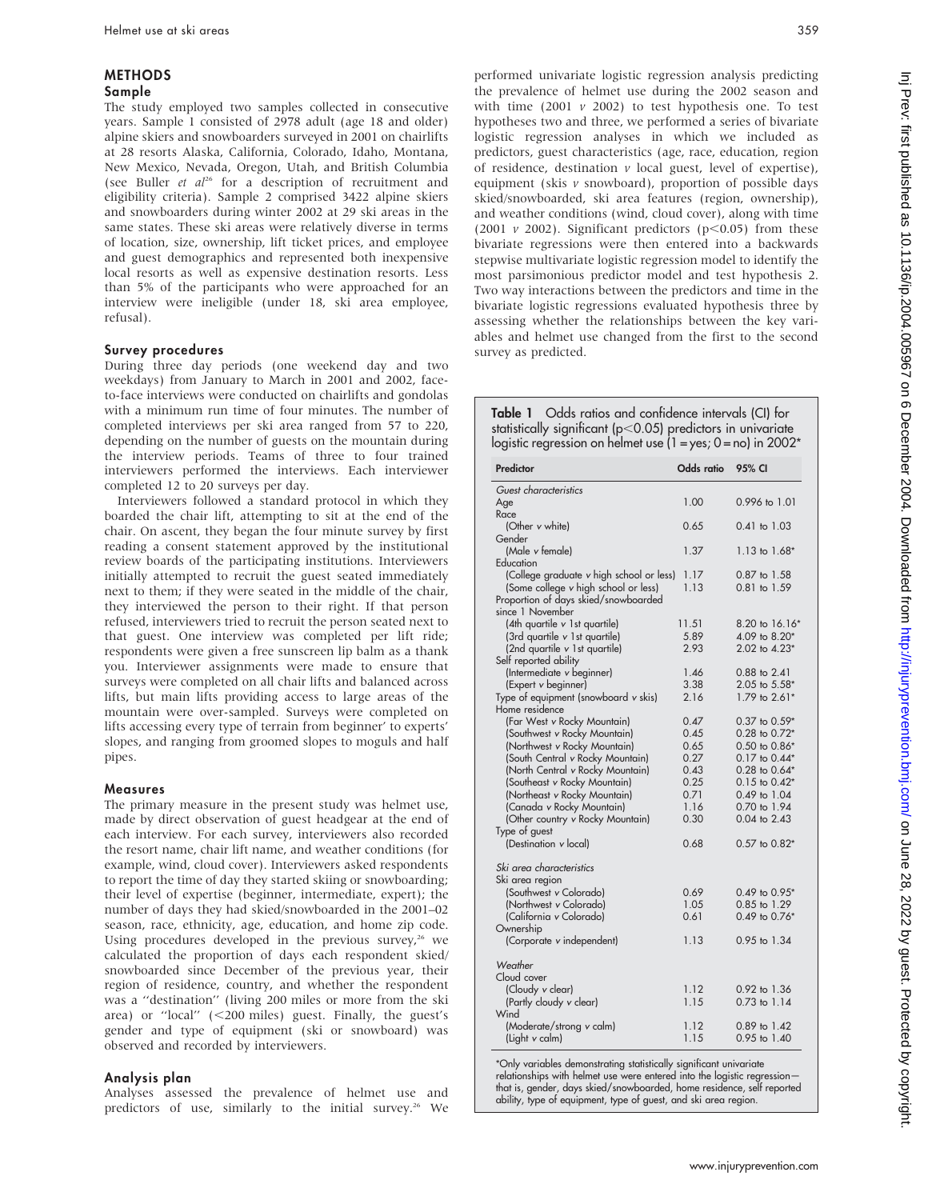## METHODS

### Sample

The study employed two samples collected in consecutive years. Sample 1 consisted of 2978 adult (age 18 and older) alpine skiers and snowboarders surveyed in 2001 on chairlifts at 28 resorts Alaska, California, Colorado, Idaho, Montana, New Mexico, Nevada, Oregon, Utah, and British Columbia (see Buller *et al*[26] for a description of recruitment and eligibility criteria). Sample 2 comprised 3422 alpine skiers and snowboarders during winter 2002 at 29 ski areas in the same states. These ski areas were relatively diverse in terms of location, size, ownership, lift ticket prices, and employee and guest demographics and represented both inexpensive local resorts as well as expensive destination resorts. Less than 5% of the participants who were approached for an interview were ineligible (under 18, ski area employee, refusal).

### Survey procedures

During three day periods (one weekend day and two weekdays) from January to March in 2001 and 2002, face-to-face interviews were conducted on chairlifts and gondolas with a minimum run time of four minutes. The number of completed interviews per ski area ranged from 57 to 220, depending on the number of guests on the mountain during the interview periods. Teams of three to four trained interviewers performed the interviews. Each interviewer completed 12 to 20 surveys per day.

Interviewers followed a standard protocol in which they boarded the chair lift, attempting to sit at the end of the chair. On ascent, they began the four minute survey by first reading a consent statement approved by the institutional review boards of the participating institutions. Interviewers initially attempted to recruit the guest seated immediately next to them; if they were seated in the middle of the chair, they interviewed the person to their right. If that person refused, interviewers tried to recruit the person seated next to that guest. One interview was completed per lift ride; respondents were given a free sunscreen lip balm as a thank you. Interviewer assignments were made to ensure that surveys were completed on all chair lifts and balanced across lifts, but main lifts providing access to large areas of the mountain were over-sampled. Surveys were completed on lifts accessing every type of terrain from beginner' to experts' slopes, and ranging from groomed slopes to moguls and half pipes.

### Measures

The primary measure in the present study was helmet use, made by direct observation of guest headgear at the end of each interview. For each survey, interviewers also recorded the resort name, chair lift name, and weather conditions (for example, wind, cloud cover). Interviewers asked respondents to report the time of day they started skiing or snowboarding; their level of expertise (beginner, intermediate, expert); the number of days they had skied/snowboarded in the 2001–02 season, race, ethnicity, age, education, and home zip code. Using procedures developed in the previous survey,[26] we calculated the proportion of days each respondent skied/snowboarded since December of the previous year, their region of residence, country, and whether the respondent was a "destination" (living 200 miles or more from the ski area) or "local" (<200 miles) guest. Finally, the guest's gender and type of equipment (ski or snowboard) was observed and recorded by interviewers.

### Analysis plan

Analyses assessed the prevalence of helmet use and predictors of use, similarly to the initial survey.[26] We performed univariate logistic regression analysis predicting the prevalence of helmet use during the 2002 season and with time (2001 *v* 2002) to test hypothesis one. To test hypotheses two and three, we performed a series of bivariate logistic regression analyses in which we included as predictors, guest characteristics (age, race, education, region of residence, destination *v* local guest, level of expertise), equipment (skis *v* snowboard), proportion of possible days skied/snowboarded, ski area features (region, ownership), and weather conditions (wind, cloud cover), along with time (2001 *v* 2002). Significant predictors ($p<0.05$) from these bivariate regressions were then entered into a backwards stepwise multivariate logistic regression model to identify the most parsimonious predictor model and test hypothesis 2. Two way interactions between the predictors and time in the bivariate logistic regressions evaluated hypothesis three by assessing whether the relationships between the key variables and helmet use changed from the first to the second survey as predicted.

**Table 1** Odds ratios and confidence intervals (CI) for statistically significant ($p<0.05$) predictors in univariate logistic regression on helmet use (1 = yes; 0 = no) in 2002*

| Predictor | Odds ratio | 95% CI |
|---|---|---|
| *Guest characteristics* | | |
| Age | 1.00 | 0.996 to 1.01 |
| Race | | |
| (Other *v* white) | 0.65 | 0.41 to 1.03 |
| Gender | | |
| (Male *v* female) | 1.37 | 1.13 to 1.68* |
| Education | | |
| (College graduate *v* high school or less) | 1.17 | 0.87 to 1.58 |
| (Some college *v* high school or less) | 1.13 | 0.81 to 1.59 |
| Proportion of days skied/snowboarded since 1 November | | |
| (4th quartile *v* 1st quartile) | 11.51 | 8.20 to 16.16* |
| (3rd quartile *v* 1st quartile) | 5.89 | 4.09 to 8.20* |
| (2nd quartile *v* 1st quartile) | 2.93 | 2.02 to 4.23* |
| Self reported ability | | |
| (Intermediate *v* beginner) | 1.46 | 0.88 to 2.41 |
| (Expert *v* beginner) | 3.38 | 2.05 to 5.58* |
| Type of equipment (snowboard *v* skis) | 2.16 | 1.79 to 2.61* |
| Home residence | | |
| (Far West *v* Rocky Mountain) | 0.47 | 0.37 to 0.59* |
| (Southwest *v* Rocky Mountain) | 0.45 | 0.28 to 0.72* |
| (Northwest *v* Rocky Mountain) | 0.65 | 0.50 to 0.86* |
| (South Central *v* Rocky Mountain) | 0.27 | 0.17 to 0.44* |
| (North Central *v* Rocky Mountain) | 0.43 | 0.28 to 0.64* |
| (Southeast *v* Rocky Mountain) | 0.25 | 0.15 to 0.42* |
| (Northeast *v* Rocky Mountain) | 0.71 | 0.49 to 1.04 |
| (Canada *v* Rocky Mountain) | 1.16 | 0.70 to 1.94 |
| (Other country *v* Rocky Mountain) | 0.30 | 0.04 to 2.43 |
| Type of guest | | |
| (Destination *v* local) | 0.68 | 0.57 to 0.82* |
| *Ski area characteristics* | | |
| Ski area region | | |
| (Southwest *v* Colorado) | 0.69 | 0.49 to 0.95* |
| (Northwest *v* Colorado) | 1.05 | 0.85 to 1.29 |
| (California *v* Colorado) | 0.61 | 0.49 to 0.76* |
| Ownership | | |
| (Corporate *v* independent) | 1.13 | 0.95 to 1.34 |
| *Weather* | | |
| Cloud cover | | |
| (Cloudy *v* clear) | 1.12 | 0.92 to 1.36 |
| (Partly cloudy *v* clear) | 1.15 | 0.73 to 1.14 |
| Wind | | |
| (Moderate/strong *v* calm) | 1.12 | 0.89 to 1.42 |
| (Light *v* calm) | 1.15 | 0.95 to 1.40 |

*Only variables demonstrating statistically significant univariate relationships with helmet use were entered into the logistic regression—that is, gender, days skied/snowboarded, home residence, self reported ability, type of equipment, type of guest, and ski area region.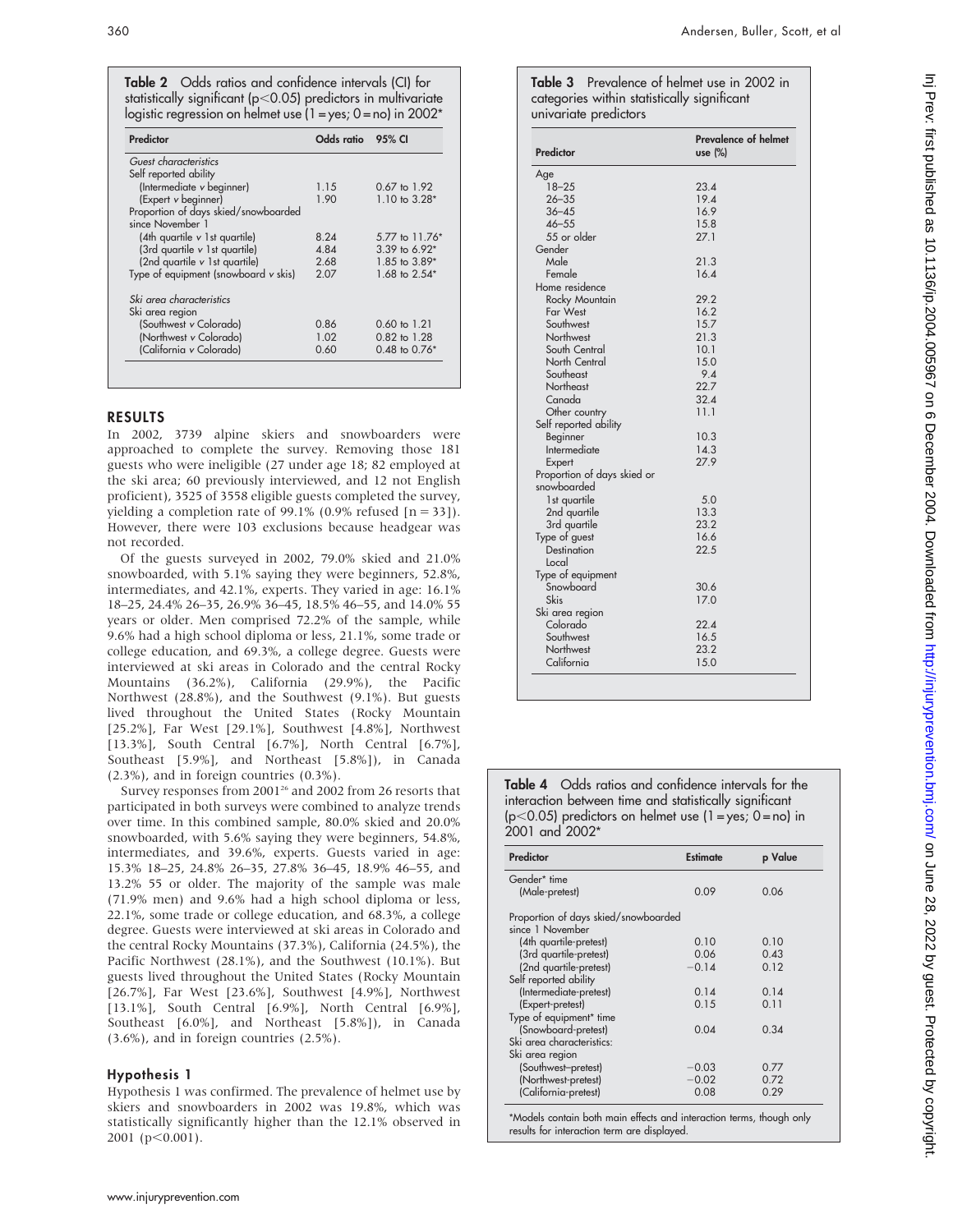**Table 2** Odds ratios and confidence intervals (CI) for statistically significant ($p<0.05$) predictors in multivariate logistic regression on helmet use (1 = yes; 0 = no) in 2002*

| Predictor | Odds ratio | 95% CI |
|---|---|---|
| *Guest characteristics* | | |
| Self reported ability | | |
| (Intermediate *v* beginner) | 1.15 | 0.67 to 1.92 |
| (Expert *v* beginner) | 1.90 | 1.10 to 3.28* |
| Proportion of days skied/snowboarded since November 1 | | |
| (4th quartile *v* 1st quartile) | 8.24 | 5.77 to 11.76* |
| (3rd quartile *v* 1st quartile) | 4.84 | 3.39 to 6.92* |
| (2nd quartile *v* 1st quartile) | 2.68 | 1.85 to 3.89* |
| Type of equipment (snowboard *v* skis) | 2.07 | 1.68 to 2.54* |
| *Ski area characteristics* | | |
| Ski area region | | |
| (Southwest *v* Colorado) | 0.86 | 0.60 to 1.21 |
| (Northwest *v* Colorado) | 1.02 | 0.82 to 1.28 |
| (California *v* Colorado) | 0.60 | 0.48 to 0.76* |

## RESULTS

In 2002, 3739 alpine skiers and snowboarders were approached to complete the survey. Removing those 181 guests who were ineligible (27 under age 18; 82 employed at the ski area; 60 previously interviewed, and 12 not English proficient), 3525 of 3558 eligible guests completed the survey, yielding a completion rate of 99.1% (0.9% refused [n = 33]). However, there were 103 exclusions because headgear was not recorded.

Of the guests surveyed in 2002, 79.0% skied and 21.0% snowboarded, with 5.1% saying they were beginners, 52.8%, intermediates, and 42.1%, experts. They varied in age: 16.1% 18–25, 24.4% 26–35, 26.9% 36–45, 18.5% 46–55, and 14.0% 55 years or older. Men comprised 72.2% of the sample, while 9.6% had a high school diploma or less, 21.1%, some trade or college education, and 69.3%, a college degree. Guests were interviewed at ski areas in Colorado and the central Rocky Mountains (36.2%), California (29.9%), the Pacific Northwest (28.8%), and the Southwest (9.1%). But guests lived throughout the United States (Rocky Mountain [25.2%], Far West [29.1%], Southwest [4.8%], Northwest [13.3%], South Central [6.7%], North Central [6.7%], Southeast [5.9%], and Northeast [5.8%]), in Canada (2.3%), and in foreign countries (0.3%).

Survey responses from 2001[26] and 2002 from 26 resorts that participated in both surveys were combined to analyze trends over time. In this combined sample, 80.0% skied and 20.0% snowboarded, with 5.6% saying they were beginners, 54.8%, intermediates, and 39.6%, experts. Guests varied in age: 15.3% 18–25, 24.8% 26–35, 27.8% 36–45, 18.9% 46–55, and 13.2% 55 or older. The majority of the sample was male (71.9% men) and 9.6% had a high school diploma or less, 22.1%, some trade or college education, and 68.3%, a college degree. Guests were interviewed at ski areas in Colorado and the central Rocky Mountains (37.3%), California (24.5%), the Pacific Northwest (28.1%), and the Southwest (10.1%). But guests lived throughout the United States (Rocky Mountain [26.7%], Far West [23.6%], Southwest [4.9%], Northwest [13.1%], South Central [6.9%], North Central [6.9%], Southeast [6.0%], and Northeast [5.8%]), in Canada (3.6%), and in foreign countries (2.5%).

### Hypothesis 1

Hypothesis 1 was confirmed. The prevalence of helmet use by skiers and snowboarders in 2002 was 19.8%, which was statistically significantly higher than the 12.1% observed in 2001 ($p<0.001$).

**Table 3** Prevalence of helmet use in 2002 in categories within statistically significant univariate predictors

| Predictor | Prevalence of helmet use (%) |
|---|---|
| Age | |
| 18–25 | 23.4 |
| 26–35 | 19.4 |
| 36–45 | 16.9 |
| 46–55 | 15.8 |
| 55 or older | 27.1 |
| Gender | |
| Male | 21.3 |
| Female | 16.4 |
| Home residence | |
| Rocky Mountain | 29.2 |
| Far West | 16.2 |
| Southwest | 15.7 |
| Northwest | 21.3 |
| South Central | 10.1 |
| North Central | 15.0 |
| Southeast | 9.4 |
| Northeast | 22.7 |
| Canada | 32.4 |
| Other country | 11.1 |
| Self reported ability | |
| Beginner | 10.3 |
| Intermediate | 14.3 |
| Expert | 27.9 |
| Proportion of days skied or snowboarded | |
| 1st quartile | 5.0 |
| 2nd quartile | 13.3 |
| 3rd quartile | 23.2 |
| Type of guest | 16.6 |
| Destination | 22.5 |
| Local | |
| Type of equipment | |
| Snowboard | 30.6 |
| Skis | 17.0 |
| Ski area region | |
| Colorado | 22.4 |
| Southwest | 16.5 |
| Northwest | 23.2 |
| California | 15.0 |

**Table 4** Odds ratios and confidence intervals for the interaction between time and statistically significant ($p<0.05$) predictors on helmet use (1 = yes; 0 = no) in 2001 and 2002*

| Predictor | Estimate | p Value |
|---|---|---|
| Gender* time | | |
| (Male-pretest) | 0.09 | 0.06 |
| Proportion of days skied/snowboarded since 1 November | | |
| (4th quartile-pretest) | 0.10 | 0.10 |
| (3rd quartile-pretest) | 0.06 | 0.43 |
| (2nd quartile-pretest) | −0.14 | 0.12 |
| Self reported ability | | |
| (Intermediate-pretest) | 0.14 | 0.14 |
| (Expert-pretest) | 0.15 | 0.11 |
| Type of equipment* time | | |
| (Snowboard-pretest) | 0.04 | 0.34 |
| Ski area characteristics: | | |
| Ski area region | | |
| (Southwest–pretest) | −0.03 | 0.77 |
| (Northwest-pretest) | −0.02 | 0.72 |
| (California-pretest) | 0.08 | 0.29 |

*Models contain both main effects and interaction terms, though only results for interaction term are displayed.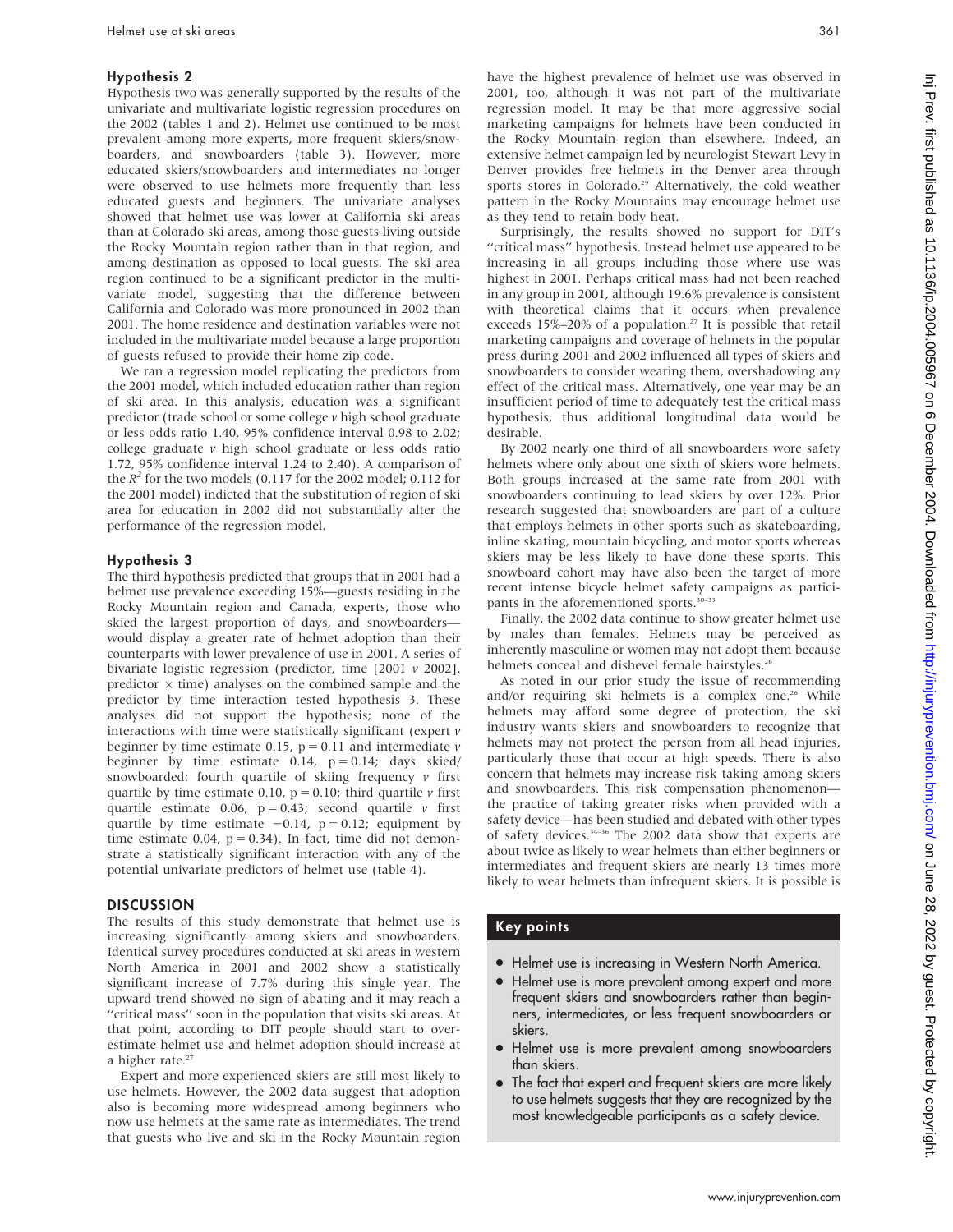### Hypothesis 2

Hypothesis two was generally supported by the results of the univariate and multivariate logistic regression procedures on the 2002 (tables 1 and 2). Helmet use continued to be most prevalent among more experts, more frequent skiers/snowboarders, and snowboarders (table 3). However, more educated skiers/snowboarders and intermediates no longer were observed to use helmets more frequently than less educated guests and beginners. The univariate analyses showed that helmet use was lower at California ski areas than at Colorado ski areas, among those guests living outside the Rocky Mountain region rather than in that region, and among destination as opposed to local guests. The ski area region continued to be a significant predictor in the multivariate model, suggesting that the difference between California and Colorado was more pronounced in 2002 than 2001. The home residence and destination variables were not included in the multivariate model because a large proportion of guests refused to provide their home zip code.

We ran a regression model replicating the predictors from the 2001 model, which included education rather than region of ski area. In this analysis, education was a significant predictor (trade school or some college *v* high school graduate or less odds ratio 1.40, 95% confidence interval 0.98 to 2.02; college graduate *v* high school graduate or less odds ratio 1.72, 95% confidence interval 1.24 to 2.40). A comparison of the $R^2$ for the two models (0.117 for the 2002 model; 0.112 for the 2001 model) indicted that the substitution of region of ski area for education in 2002 did not substantially alter the performance of the regression model.

### Hypothesis 3

The third hypothesis predicted that groups that in 2001 had a helmet use prevalence exceeding 15%—guests residing in the Rocky Mountain region and Canada, experts, those who skied the largest proportion of days, and snowboarders—would display a greater rate of helmet adoption than their counterparts with lower prevalence of use in 2001. A series of bivariate logistic regression (predictor, time [2001 *v* 2002], predictor × time) analyses on the combined sample and the predictor by time interaction tested hypothesis 3. These analyses did not support the hypothesis; none of the interactions with time were statistically significant (expert *v* beginner by time estimate 0.15, $p = 0.11$ and intermediate *v* beginner by time estimate 0.14, $p = 0.14$; days skied/snowboarded: fourth quartile of skiing frequency *v* first quartile by time estimate 0.10, $p = 0.10$; third quartile *v* first quartile estimate 0.06, $p = 0.43$; second quartile *v* first quartile by time estimate −0.14, $p = 0.12$; equipment by time estimate 0.04, $p = 0.34$). In fact, time did not demonstrate a statistically significant interaction with any of the potential univariate predictors of helmet use (table 4).

## DISCUSSION

The results of this study demonstrate that helmet use is increasing significantly among skiers and snowboarders. Identical survey procedures conducted at ski areas in western North America in 2001 and 2002 show a statistically significant increase of 7.7% during this single year. The upward trend showed no sign of abating and it may reach a "critical mass" soon in the population that visits ski areas. At that point, according to DIT people should start to overestimate helmet use and helmet adoption should increase at a higher rate.[27]

Expert and more experienced skiers are still most likely to use helmets. However, the 2002 data suggest that adoption also is becoming more widespread among beginners who now use helmets at the same rate as intermediates. The trend that guests who live and ski in the Rocky Mountain region have the highest prevalence of helmet use was observed in 2001, too, although it was not part of the multivariate regression model. It may be that more aggressive social marketing campaigns for helmets have been conducted in the Rocky Mountain region than elsewhere. Indeed, an extensive helmet campaign led by neurologist Stewart Levy in Denver provides free helmets in the Denver area through sports stores in Colorado.[29] Alternatively, the cold weather pattern in the Rocky Mountains may encourage helmet use as they tend to retain body heat.

Surprisingly, the results showed no support for DIT's "critical mass" hypothesis. Instead helmet use appeared to be increasing in all groups including those where use was highest in 2001. Perhaps critical mass had not been reached in any group in 2001, although 19.6% prevalence is consistent with theoretical claims that it occurs when prevalence exceeds 15%–20% of a population.[27] It is possible that retail marketing campaigns and coverage of helmets in the popular press during 2001 and 2002 influenced all types of skiers and snowboarders to consider wearing them, overshadowing any effect of the critical mass. Alternatively, one year may be an insufficient period of time to adequately test the critical mass hypothesis, thus additional longitudinal data would be desirable.

By 2002 nearly one third of all snowboarders wore safety helmets where only about one sixth of skiers wore helmets. Both groups increased at the same rate from 2001 with snowboarders continuing to lead skiers by over 12%. Prior research suggested that snowboarders are part of a culture that employs helmets in other sports such as skateboarding, inline skating, mountain bicycling, and motor sports whereas skiers may be less likely to have done these sports. This snowboard cohort may have also been the target of more recent intense bicycle helmet safety campaigns as participants in the aforementioned sports.[30–33]

Finally, the 2002 data continue to show greater helmet use by males than females. Helmets may be perceived as inherently masculine or women may not adopt them because helmets conceal and dishevel female hairstyles.[26]

As noted in our prior study the issue of recommending and/or requiring ski helmets is a complex one.[26] While helmets may afford some degree of protection, the ski industry wants skiers and snowboarders to recognize that helmets may not protect the person from all head injuries, particularly those that occur at high speeds. There is also concern that helmets may increase risk taking among skiers and snowboarders. This risk compensation phenomenon—the practice of taking greater risks when provided with a safety device—has been studied and debated with other types of safety devices.[34–36] The 2002 data show that experts are about twice as likely to wear helmets than either beginners or intermediates and frequent skiers are nearly 13 times more likely to wear helmets than infrequent skiers. It is possible is

## Key points

- Helmet use is increasing in Western North America.
- Helmet use is more prevalent among expert and more frequent skiers and snowboarders rather than beginners, intermediates, or less frequent snowboarders or skiers.
- Helmet use is more prevalent among snowboarders than skiers.
- The fact that expert and frequent skiers are more likely to use helmets suggests that they are recognized by the most knowledgeable participants as a safety device.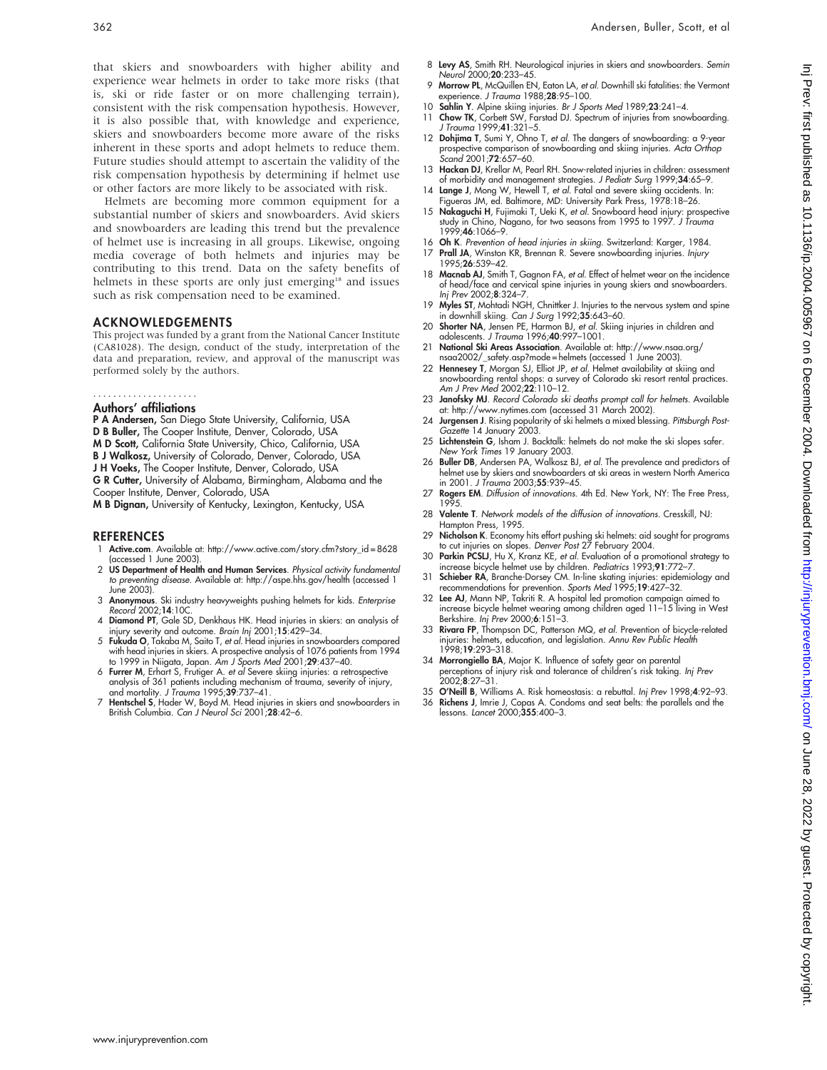that skiers and snowboarders with higher ability and experience wear helmets in order to take more risks (that is, ski or ride faster or on more challenging terrain), consistent with the risk compensation hypothesis. However, it is also possible that, with knowledge and experience, skiers and snowboarders become more aware of the risks inherent in these sports and adopt helmets to reduce them. Future studies should attempt to ascertain the validity of the risk compensation hypothesis by determining if helmet use or other factors are more likely to be associated with risk.

Helmets are becoming more common equipment for a substantial number of skiers and snowboarders. Avid skiers and snowboarders are leading this trend but the prevalence of helmet use is increasing in all groups. Likewise, ongoing media coverage of both helmets and injuries may be contributing to this trend. Data on the safety benefits of helmets in these sports are only just emerging[18] and issues such as risk compensation need to be examined.

## ACKNOWLEDGEMENTS

This project was funded by a grant from the National Cancer Institute (CA81028). The design, conduct of the study, interpretation of the data and preparation, review, and approval of the manuscript was performed solely by the authors.

### Authors' affiliations

**P A Andersen,** San Diego State University, California, USA
**D B Buller,** The Cooper Institute, Denver, Colorado, USA
**M D Scott,** California State University, Chico, California, USA
**B J Walkosz,** University of Colorado, Denver, Colorado, USA
**J H Voeks,** The Cooper Institute, Denver, Colorado, USA
**G R Cutter,** University of Alabama, Birmingham, Alabama and the Cooper Institute, Denver, Colorado, USA
**M B Dignan,** University of Kentucky, Lexington, Kentucky, USA

## REFERENCES

1. **Active.com**. Available at: http://www.active.com/story.cfm?story_id=8628 (accessed 1 June 2003).
2. **US Department of Health and Human Services**. *Physical activity fundamental to preventing disease*. Available at: http://aspe.hhs.gov/health (accessed 1 June 2003).
3. **Anonymous**. Ski industry heavyweights pushing helmets for kids. *Enterprise Record* 2002;**14**:10C.
4. **Diamond PT**, Gale SD, Denkhaus HK. Head injuries in skiers: an analysis of injury severity and outcome. *Brain Inj* 2001;**15**:429–34.
5. **Fukuda O**, Takaba M, Saito T, *et al*. Head injuries in snowboarders compared with head injuries in skiers. A prospective analysis of 1076 patients from 1994 to 1999 in Niigata, Japan. *Am J Sports Med* 2001;**29**:437–40.
6. **Furrer M**, Erhart S, Frutiger A. *et al* Severe skiing injuries: a retrospective analysis of 361 patients including mechanism of trauma, severity of injury, and mortality. *J Trauma* 1995;**39**:737–41.
7. **Hentschel S**, Hader W, Boyd M. Head injuries in skiers and snowboarders in British Columbia. *Can J Neurol Sci* 2001;**28**:42–6.
8. **Levy AS**, Smith RH. Neurological injuries in skiers and snowboarders. *Semin Neurol* 2000;**20**:233–45.
9. **Morrow PL**, McQuillen EN, Eaton LA, *et al*. Downhill ski fatalities: the Vermont experience. *J Trauma* 1988;**28**:95–100.
10. **Sahlin Y**. Alpine skiing injuries. *Br J Sports Med* 1989;**23**:241–4.
11. **Chow TK**, Corbett SW, Farstad DJ. Spectrum of injuries from snowboarding. *J Trauma* 1999;**41**:321–5.
12. **Dohjima T**, Sumi Y, Ohno T, *et al*. The dangers of snowboarding: a 9-year prospective comparison of snowboarding and skiing injuries. *Acta Orthop Scand* 2001;**72**:657–60.
13. **Hackan DJ**, Krellar M, Pearl RH. Snow-related injuries in children: assessment of morbidity and management strategies. *J Pediatr Surg* 1999;**34**:65–9.
14. **Lange J**, Mong W, Hewell T, *et al*. Fatal and severe skiing accidents. In: Figueras JM, ed. Baltimore, MD: University Park Press, 1978:18–26.
15. **Nakaguchi H**, Fujimaki T, Ueki K, *et al*. Snowboard head injury: prospective study in Chino, Nagano, for two seasons from 1995 to 1997. *J Trauma* 1999;**46**:1066–9.
16. **Oh K**. *Prevention of head injuries in skiing*. Switzerland: Karger, 1984.
17. **Prall JA**, Winston KR, Brennan R. Severe snowboarding injuries. *Injury* 1995;**26**:539–42.
18. **Macnab AJ**, Smith T, Gagnon FA, *et al*. Effect of helmet wear on the incidence of head/face and cervical spine injuries in young skiers and snowboarders. *Inj Prev* 2002;**8**:324–7.
19. **Myles ST**, Mohtadi NGH, Chnittker J. Injuries to the nervous system and spine in downhill skiing. *Can J Surg* 1992;**35**:643–60.
20. **Shorter NA**, Jensen PE, Harmon BJ, *et al*. Skiing injuries in children and adolescents. *J Trauma* 1996;**40**:997–1001.
21. **National Ski Areas Association**. Available at: http://www.nsaa.org/nsaa2002/_safety.asp?mode=helmets (accessed 1 June 2003).
22. **Hennesey T**, Morgan SJ, Elliot JP, *et al*. Helmet availability at skiing and snowboarding rental shops: a survey of Colorado ski resort rental practices. *Am J Prev Med* 2002;**22**:110–12.
23. **Janofsky MJ**. *Record Colorado ski deaths prompt call for helmets*. Available at: http://www.nytimes.com (accessed 31 March 2002).
24. **Jurgensen J**. Rising popularity of ski helmets a mixed blessing. *Pittsburgh Post-Gazette* 14 January 2003.
25. **Lichtenstein G**, Isham J. Backtalk: helmets do not make the ski slopes safer. *New York Times* 19 January 2003.
26. **Buller DB**, Andersen PA, Walkosz BJ, *et al*. The prevalence and predictors of helmet use by skiers and snowboarders at ski areas in western North America in 2001. *J Trauma* 2003;**55**:939–45.
27. **Rogers EM**. *Diffusion of innovations*. 4th Ed. New York, NY: The Free Press, 1995.
28. **Valente T**. *Network models of the diffusion of innovations*. Cresskill, NJ: Hampton Press, 1995.
29. **Nicholson K**. Economy hits effort pushing ski helmets: aid sought for programs to cut injuries on slopes. *Denver Post* 27 February 2004.
30. **Parkin PCSLJ**, Hu X, Kranz KE, *et al*. Evaluation of a promotional strategy to increase bicycle helmet use by children. *Pediatrics* 1993;**91**:772–7.
31. **Schieber RA**, Branche-Dorsey CM. In-line skating injuries: epidemiology and recommendations for prevention. *Sports Med* 1995;**19**:427–32.
32. **Lee AJ**, Mann NP, Takriti R. A hospital led promotion campaign aimed to increase bicycle helmet wearing among children aged 11–15 living in West Berkshire. *Inj Prev* 2000;**6**:151–3.
33. **Rivara FP**, Thompson DC, Patterson MQ, *et al*. Prevention of bicycle-related injuries: helmets, education, and legislation. *Annu Rev Public Health* 1998;**19**:293–318.
34. **Morrongiello BA**, Major K. Influence of safety gear on parental perceptions of injury risk and tolerance of children's risk taking. *Inj Prev* 2002;**8**:27–31.
35. **O'Neill B**, Williams A. Risk homeostasis: a rebuttal. *Inj Prev* 1998;**4**:92–93.
36. **Richens J**, Imrie J, Copas A. Condoms and seat belts: the parallels and the lessons. *Lancet* 2000;**355**:400–3.